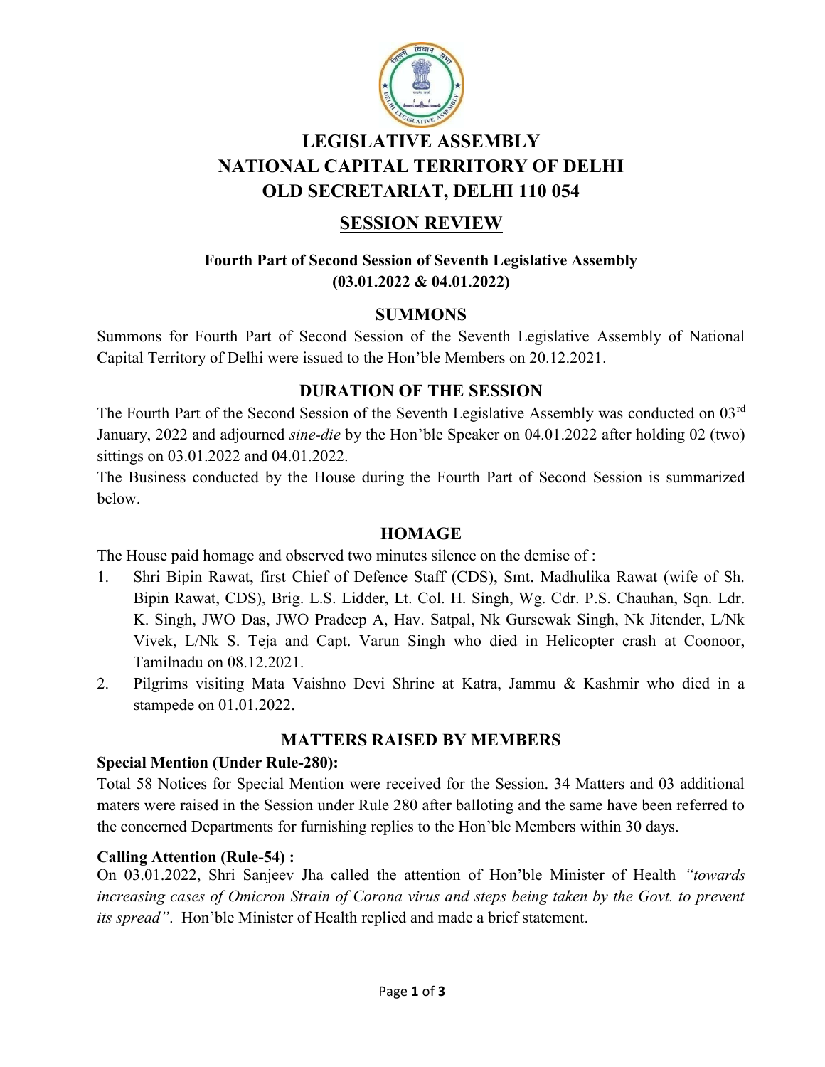# LEGISLATIVE ASSEMBLY
# NATIONAL CAPITAL TERRITORY OF DELHI
# OLD SECRETARIAT, DELHI 110 054

## SESSION REVIEW

**Fourth Part of Second Session of Seventh Legislative Assembly**
**(03.01.2022 & 04.01.2022)**

### SUMMONS

Summons for Fourth Part of Second Session of the Seventh Legislative Assembly of National Capital Territory of Delhi were issued to the Hon'ble Members on 20.12.2021.

### DURATION OF THE SESSION

The Fourth Part of the Second Session of the Seventh Legislative Assembly was conducted on 03rd January, 2022 and adjourned *sine-die* by the Hon'ble Speaker on 04.01.2022 after holding 02 (two) sittings on 03.01.2022 and 04.01.2022.

The Business conducted by the House during the Fourth Part of Second Session is summarized below.

### HOMAGE

The House paid homage and observed two minutes silence on the demise of :

1. Shri Bipin Rawat, first Chief of Defence Staff (CDS), Smt. Madhulika Rawat (wife of Sh. Bipin Rawat, CDS), Brig. L.S. Lidder, Lt. Col. H. Singh, Wg. Cdr. P.S. Chauhan, Sqn. Ldr. K. Singh, JWO Das, JWO Pradeep A, Hav. Satpal, Nk Gursewak Singh, Nk Jitender, L/Nk Vivek, L/Nk S. Teja and Capt. Varun Singh who died in Helicopter crash at Coonoor, Tamilnadu on 08.12.2021.
2. Pilgrims visiting Mata Vaishno Devi Shrine at Katra, Jammu & Kashmir who died in a stampede on 01.01.2022.

### MATTERS RAISED BY MEMBERS

**Special Mention (Under Rule-280):**

Total 58 Notices for Special Mention were received for the Session. 34 Matters and 03 additional maters were raised in the Session under Rule 280 after balloting and the same have been referred to the concerned Departments for furnishing replies to the Hon'ble Members within 30 days.

**Calling Attention (Rule-54) :**

On 03.01.2022, Shri Sanjeev Jha called the attention of Hon'ble Minister of Health *"towards increasing cases of Omicron Strain of Corona virus and steps being taken by the Govt. to prevent its spread"*. Hon'ble Minister of Health replied and made a brief statement.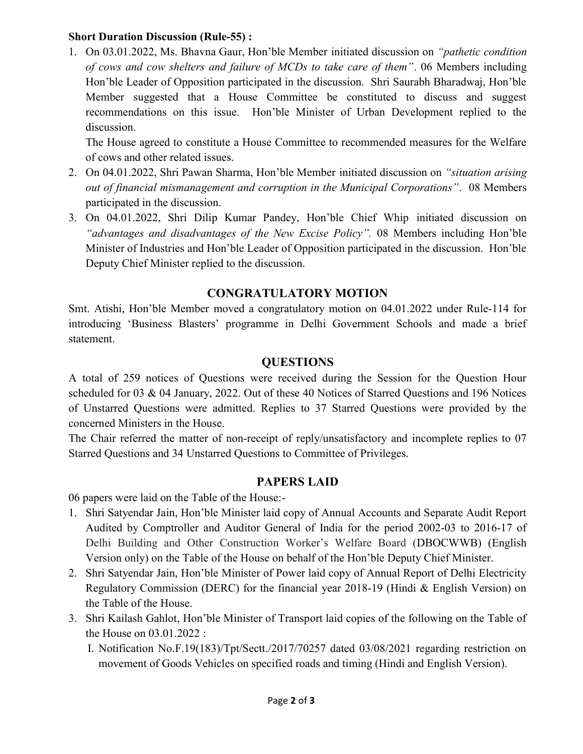**Short Duration Discussion (Rule-55) :**

1. On 03.01.2022, Ms. Bhavna Gaur, Hon'ble Member initiated discussion on *"pathetic condition of cows and cow shelters and failure of MCDs to take care of them"*. 06 Members including Hon'ble Leader of Opposition participated in the discussion. Shri Saurabh Bharadwaj, Hon'ble Member suggested that a House Committee be constituted to discuss and suggest recommendations on this issue. Hon'ble Minister of Urban Development replied to the discussion.

   The House agreed to constitute a House Committee to recommended measures for the Welfare of cows and other related issues.
2. On 04.01.2022, Shri Pawan Sharma, Hon'ble Member initiated discussion on *"situation arising out of financial mismanagement and corruption in the Municipal Corporations"*. 08 Members participated in the discussion.
3. On 04.01.2022, Shri Dilip Kumar Pandey, Hon'ble Chief Whip initiated discussion on *"advantages and disadvantages of the New Excise Policy"*. 08 Members including Hon'ble Minister of Industries and Hon'ble Leader of Opposition participated in the discussion. Hon'ble Deputy Chief Minister replied to the discussion.

## CONGRATULATORY MOTION

Smt. Atishi, Hon'ble Member moved a congratulatory motion on 04.01.2022 under Rule-114 for introducing 'Business Blasters' programme in Delhi Government Schools and made a brief statement.

## QUESTIONS

A total of 259 notices of Questions were received during the Session for the Question Hour scheduled for 03 & 04 January, 2022. Out of these 40 Notices of Starred Questions and 196 Notices of Unstarred Questions were admitted. Replies to 37 Starred Questions were provided by the concerned Ministers in the House.

The Chair referred the matter of non-receipt of reply/unsatisfactory and incomplete replies to 07 Starred Questions and 34 Unstarred Questions to Committee of Privileges.

## PAPERS LAID

06 papers were laid on the Table of the House:-

1. Shri Satyendar Jain, Hon'ble Minister laid copy of Annual Accounts and Separate Audit Report Audited by Comptroller and Auditor General of India for the period 2002-03 to 2016-17 of Delhi Building and Other Construction Worker's Welfare Board (DBOCWWB) (English Version only) on the Table of the House on behalf of the Hon'ble Deputy Chief Minister.
2. Shri Satyendar Jain, Hon'ble Minister of Power laid copy of Annual Report of Delhi Electricity Regulatory Commission (DERC) for the financial year 2018-19 (Hindi & English Version) on the Table of the House.
3. Shri Kailash Gahlot, Hon'ble Minister of Transport laid copies of the following on the Table of the House on 03.01.2022 :
   I. Notification No.F.19(183)/Tpt/Sectt./2017/70257 dated 03/08/2021 regarding restriction on movement of Goods Vehicles on specified roads and timing (Hindi and English Version).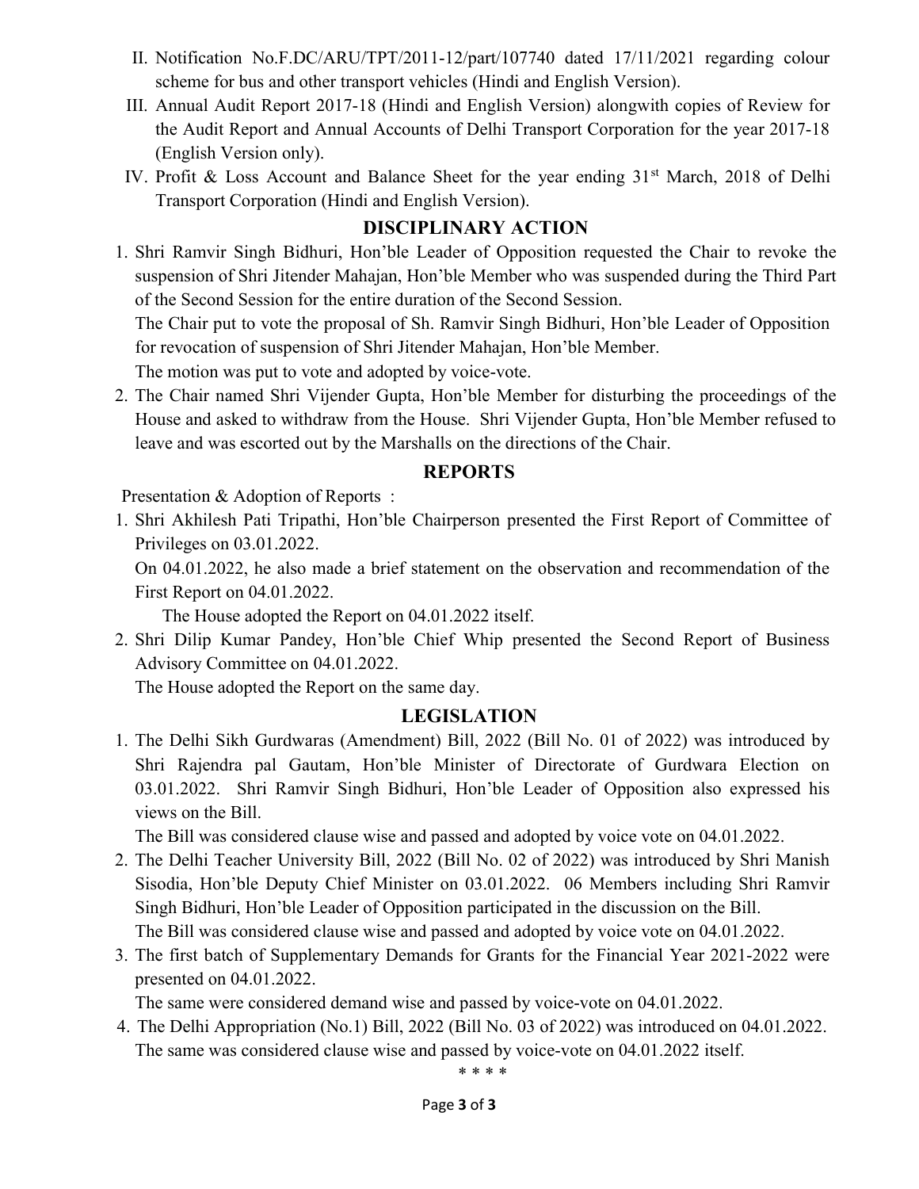II. Notification No.F.DC/ARU/TPT/2011-12/part/107740 dated 17/11/2021 regarding colour scheme for bus and other transport vehicles (Hindi and English Version).

III. Annual Audit Report 2017-18 (Hindi and English Version) alongwith copies of Review for the Audit Report and Annual Accounts of Delhi Transport Corporation for the year 2017-18 (English Version only).

IV. Profit & Loss Account and Balance Sheet for the year ending 31st March, 2018 of Delhi Transport Corporation (Hindi and English Version).

## DISCIPLINARY ACTION

1. Shri Ramvir Singh Bidhuri, Hon'ble Leader of Opposition requested the Chair to revoke the suspension of Shri Jitender Mahajan, Hon'ble Member who was suspended during the Third Part of the Second Session for the entire duration of the Second Session.

   The Chair put to vote the proposal of Sh. Ramvir Singh Bidhuri, Hon'ble Leader of Opposition for revocation of suspension of Shri Jitender Mahajan, Hon'ble Member.

   The motion was put to vote and adopted by voice-vote.

2. The Chair named Shri Vijender Gupta, Hon'ble Member for disturbing the proceedings of the House and asked to withdraw from the House. Shri Vijender Gupta, Hon'ble Member refused to leave and was escorted out by the Marshalls on the directions of the Chair.

## REPORTS

Presentation & Adoption of Reports :

1. Shri Akhilesh Pati Tripathi, Hon'ble Chairperson presented the First Report of Committee of Privileges on 03.01.2022.

   On 04.01.2022, he also made a brief statement on the observation and recommendation of the First Report on 04.01.2022.

   The House adopted the Report on 04.01.2022 itself.

2. Shri Dilip Kumar Pandey, Hon'ble Chief Whip presented the Second Report of Business Advisory Committee on 04.01.2022.

   The House adopted the Report on the same day.

## LEGISLATION

1. The Delhi Sikh Gurdwaras (Amendment) Bill, 2022 (Bill No. 01 of 2022) was introduced by Shri Rajendra pal Gautam, Hon'ble Minister of Directorate of Gurdwara Election on 03.01.2022. Shri Ramvir Singh Bidhuri, Hon'ble Leader of Opposition also expressed his views on the Bill.

   The Bill was considered clause wise and passed and adopted by voice vote on 04.01.2022.

2. The Delhi Teacher University Bill, 2022 (Bill No. 02 of 2022) was introduced by Shri Manish Sisodia, Hon'ble Deputy Chief Minister on 03.01.2022. 06 Members including Shri Ramvir Singh Bidhuri, Hon'ble Leader of Opposition participated in the discussion on the Bill.

   The Bill was considered clause wise and passed and adopted by voice vote on 04.01.2022.

3. The first batch of Supplementary Demands for Grants for the Financial Year 2021-2022 were presented on 04.01.2022.

   The same were considered demand wise and passed by voice-vote on 04.01.2022.

4. The Delhi Appropriation (No.1) Bill, 2022 (Bill No. 03 of 2022) was introduced on 04.01.2022. The same was considered clause wise and passed by voice-vote on 04.01.2022 itself.

\* \* \* \*